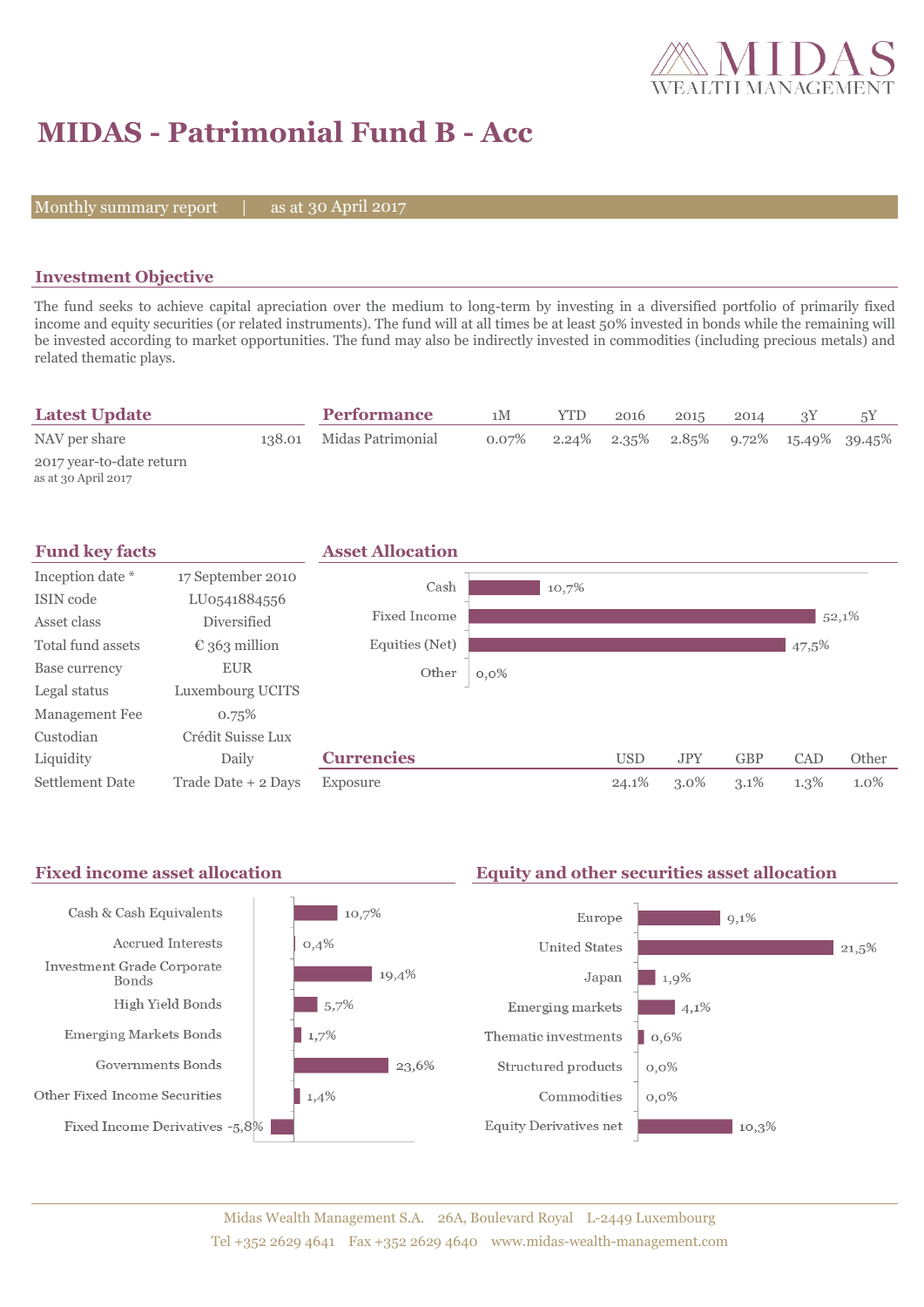# MIDAS - Patrimonial Fund B - Acc

Monthly summary report | as at 30 April 2017

## Investment Objective

The fund seeks to achieve capital apreciation over the medium to long-term by investing in a diversified portfolio of primarily fixed income and equity securities (or related instruments). The fund will at all times be at least 50% invested in bonds while the remaining will be invested according to market opportunities. The fund may also be indirectly invested in commodities (including precious metals) and related thematic plays.

## Latest Update

| | |
|---|---|
| NAV per share | 138.01 |
| 2017 year-to-date return<br>as at 30 April 2017 | |

## Performance

| | 1M | YTD | 2016 | 2015 | 2014 | 3Y | 5Y |
|---|---|---|---|---|---|---|---|
| Midas Patrimonial | 0.07% | 2.24% | 2.35% | 2.85% | 9.72% | 15.49% | 39.45% |

## Fund key facts

| | |
|---|---|
| Inception date * | 17 September 2010 |
| ISIN code | LU0541884556 |
| Asset class | Diversified |
| Total fund assets | € 363 million |
| Base currency | EUR |
| Legal status | Luxembourg UCITS |
| Management Fee | 0.75% |
| Custodian | Crédit Suisse Lux |
| Liquidity | Daily |
| Settlement Date | Trade Date + 2 Days |

## Asset Allocation

| | |
|---|---|
| Cash | 10,7% |
| Fixed Income | 52,1% |
| Equities (Net) | 47,5% |
| Other | 0,0% |

## Currencies

| | USD | JPY | GBP | CAD | Other |
|---|---|---|---|---|---|
| Exposure | 24.1% | 3.0% | 3.1% | 1.3% | 1.0% |

## Fixed income asset allocation

| | |
|---|---|
| Cash & Cash Equivalents | 10,7% |
| Accrued Interests | 0,4% |
| Investment Grade Corporate Bonds | 19,4% |
| High Yield Bonds | 5,7% |
| Emerging Markets Bonds | 1,7% |
| Governments Bonds | 23,6% |
| Other Fixed Income Securities | 1,4% |
| Fixed Income Derivatives | -5,8% |

## Equity and other securities asset allocation

| | |
|---|---|
| Europe | 9,1% |
| United States | 21,5% |
| Japan | 1,9% |
| Emerging markets | 4,1% |
| Thematic investments | 0,6% |
| Structured products | 0,0% |
| Commodities | 0,0% |
| Equity Derivatives net | 10,3% |

Midas Wealth Management S.A. 26A, Boulevard Royal L-2449 Luxembourg
Tel +352 2629 4641 Fax +352 2629 4640 www.midas-wealth-management.com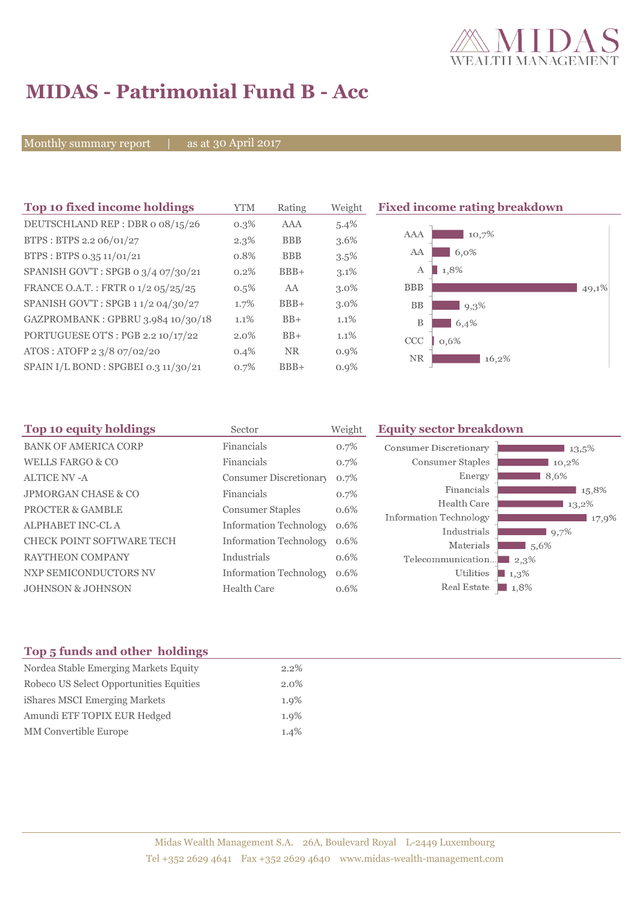# MIDAS - Patrimonial Fund B - Acc

Monthly summary report | as at 30 April 2017

## Top 10 fixed income holdings

| Top 10 fixed income holdings | YTM | Rating | Weight |
|---|---|---|---|
| DEUTSCHLAND REP : DBR 0 08/15/26 | 0.3% | AAA | 5.4% |
| BTPS : BTPS 2.2 06/01/27 | 2.3% | BBB | 3.6% |
| BTPS : BTPS 0.35 11/01/21 | 0.8% | BBB | 3.5% |
| SPANISH GOV'T : SPGB 0 3/4 07/30/21 | 0.2% | BBB+ | 3.1% |
| FRANCE O.A.T. : FRTR 0 1/2 05/25/25 | 0.5% | AA | 3.0% |
| SPANISH GOV'T : SPGB 1 1/2 04/30/27 | 1.7% | BBB+ | 3.0% |
| GAZPROMBANK : GPBRU 3.984 10/30/18 | 1.1% | BB+ | 1.1% |
| PORTUGUESE OT'S : PGB 2.2 10/17/22 | 2.0% | BB+ | 1.1% |
| ATOS : ATOFP 2 3/8 07/02/20 | 0.4% | NR | 0.9% |
| SPAIN I/L BOND : SPGBEI 0.3 11/30/21 | 0.7% | BBB+ | 0.9% |

## Fixed income rating breakdown

| Rating | Weight |
|---|---|
| AAA | 10,7% |
| AA | 6,0% |
| A | 1,8% |
| BBB | 49,1% |
| BB | 9,3% |
| B | 6,4% |
| CCC | 0,6% |
| NR | 16,2% |

## Top 10 equity holdings

| Top 10 equity holdings | Sector | Weight |
|---|---|---|
| BANK OF AMERICA CORP | Financials | 0.7% |
| WELLS FARGO & CO | Financials | 0.7% |
| ALTICE NV -A | Consumer Discretionary | 0.7% |
| JPMORGAN CHASE & CO | Financials | 0.7% |
| PROCTER & GAMBLE | Consumer Staples | 0.6% |
| ALPHABET INC-CL A | Information Technology | 0.6% |
| CHECK POINT SOFTWARE TECH | Information Technology | 0.6% |
| RAYTHEON COMPANY | Industrials | 0.6% |
| NXP SEMICONDUCTORS NV | Information Technology | 0.6% |
| JOHNSON & JOHNSON | Health Care | 0.6% |

## Equity sector breakdown

| Sector | Weight |
|---|---|
| Consumer Discretionary | 13,5% |
| Consumer Staples | 10,2% |
| Energy | 8,6% |
| Financials | 15,8% |
| Health Care | 13,2% |
| Information Technology | 17,9% |
| Industrials | 9,7% |
| Materials | 5,6% |
| Telecommunication... | 2,3% |
| Utilities | 1,3% |
| Real Estate | 1,8% |

## Top 5 funds and other holdings

| Top 5 funds and other holdings | |
|---|---|
| Nordea Stable Emerging Markets Equity | 2.2% |
| Robeco US Select Opportunities Equities | 2.0% |
| iShares MSCI Emerging Markets | 1.9% |
| Amundi ETF TOPIX EUR Hedged | 1.9% |
| MM Convertible Europe | 1.4% |

Midas Wealth Management S.A. 26A, Boulevard Royal L-2449 Luxembourg
Tel +352 2629 4641 Fax +352 2629 4640 www.midas-wealth-management.com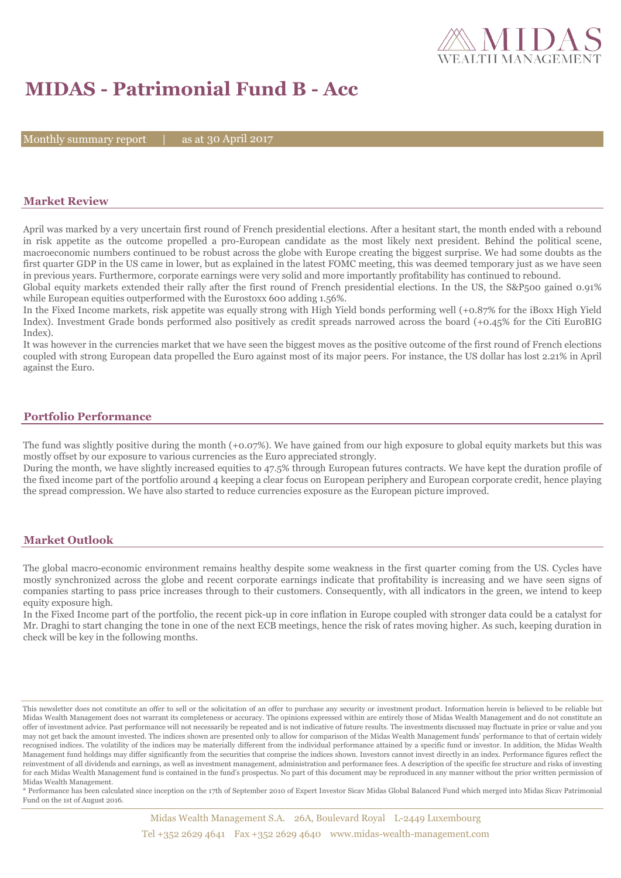# MIDAS - Patrimonial Fund B - Acc

Monthly summary report | as at 30 April 2017

## Market Review

April was marked by a very uncertain first round of French presidential elections. After a hesitant start, the month ended with a rebound in risk appetite as the outcome propelled a pro-European candidate as the most likely next president. Behind the political scene, macroeconomic numbers continued to be robust across the globe with Europe creating the biggest surprise. We had some doubts as the first quarter GDP in the US came in lower, but as explained in the latest FOMC meeting, this was deemed temporary just as we have seen in previous years. Furthermore, corporate earnings were very solid and more importantly profitability has continued to rebound.

Global equity markets extended their rally after the first round of French presidential elections. In the US, the S&P500 gained 0.91% while European equities outperformed with the Eurostoxx 600 adding 1.56%.

In the Fixed Income markets, risk appetite was equally strong with High Yield bonds performing well (+0.87% for the iBoxx High Yield Index). Investment Grade bonds performed also positively as credit spreads narrowed across the board (+0.45% for the Citi EuroBIG Index).

It was however in the currencies market that we have seen the biggest moves as the positive outcome of the first round of French elections coupled with strong European data propelled the Euro against most of its major peers. For instance, the US dollar has lost 2.21% in April against the Euro.

## Portfolio Performance

The fund was slightly positive during the month (+0.07%). We have gained from our high exposure to global equity markets but this was mostly offset by our exposure to various currencies as the Euro appreciated strongly.

During the month, we have slightly increased equities to 47.5% through European futures contracts. We have kept the duration profile of the fixed income part of the portfolio around 4 keeping a clear focus on European periphery and European corporate credit, hence playing the spread compression. We have also started to reduce currencies exposure as the European picture improved.

## Market Outlook

The global macro-economic environment remains healthy despite some weakness in the first quarter coming from the US. Cycles have mostly synchronized across the globe and recent corporate earnings indicate that profitability is increasing and we have seen signs of companies starting to pass price increases through to their customers. Consequently, with all indicators in the green, we intend to keep equity exposure high.

In the Fixed Income part of the portfolio, the recent pick-up in core inflation in Europe coupled with stronger data could be a catalyst for Mr. Draghi to start changing the tone in one of the next ECB meetings, hence the risk of rates moving higher. As such, keeping duration in check will be key in the following months.

This newsletter does not constitute an offer to sell or the solicitation of an offer to purchase any security or investment product. Information herein is believed to be reliable but Midas Wealth Management does not warrant its completeness or accuracy. The opinions expressed within are entirely those of Midas Wealth Management and do not constitute an offer of investment advice. Past performance will not necessarily be repeated and is not indicative of future results. The investments discussed may fluctuate in price or value and you may not get back the amount invested. The indices shown are presented only to allow for comparison of the Midas Wealth Management funds' performance to that of certain widely recognised indices. The volatility of the indices may be materially different from the individual performance attained by a specific fund or investor. In addition, the Midas Wealth Management fund holdings may differ significantly from the securities that comprise the indices shown. Investors cannot invest directly in an index. Performance figures reflect the reinvestment of all dividends and earnings, as well as investment management, administration and performance fees. A description of the specific fee structure and risks of investing for each Midas Wealth Management fund is contained in the fund's prospectus. No part of this document may be reproduced in any manner without the prior written permission of Midas Wealth Management.

* Performance has been calculated since inception on the 17th of September 2010 of Expert Investor Sicav Midas Global Balanced Fund which merged into Midas Sicav Patrimonial Fund on the 1st of August 2016.

Midas Wealth Management S.A. 26A, Boulevard Royal L-2449 Luxembourg

Tel +352 2629 4641 Fax +352 2629 4640 www.midas-wealth-management.com